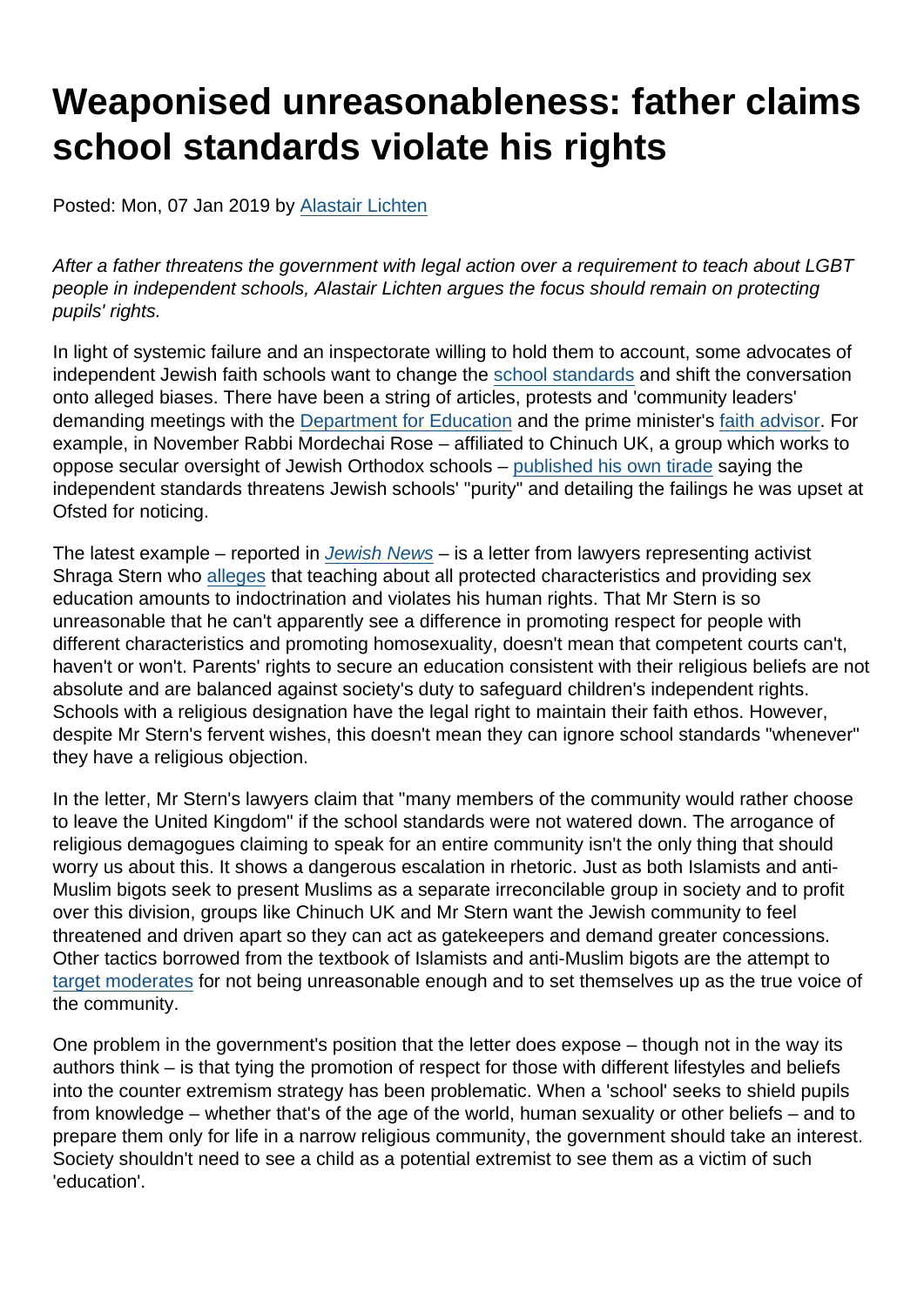# Weaponised unreasonableness: father claims school standards violate his rights

Posted: Mon, 07 Jan 2019 by Alastair Lichten

*After a father threatens the government with legal action over a requirement to teach about LGBT people in independent schools, Alastair Lichten argues the focus should remain on protecting pupils' rights.*

In light of systemic failure and an inspectorate willing to hold them to account, some advocates of independent Jewish faith schools want to change the school standards and shift the conversation onto alleged biases. There have been a string of articles, protests and 'community leaders' demanding meetings with the Department for Education and the prime minister's faith advisor. For example, in November Rabbi Mordechai Rose – affiliated to Chinuch UK, a group which works to oppose secular oversight of Jewish Orthodox schools – published his own tirade saying the independent standards threatens Jewish schools' "purity" and detailing the failings he was upset at Ofsted for noticing.

The latest example – reported in *Jewish News* – is a letter from lawyers representing activist Shraga Stern who alleges that teaching about all protected characteristics and providing sex education amounts to indoctrination and violates his human rights. That Mr Stern is so unreasonable that he can't apparently see a difference in promoting respect for people with different characteristics and promoting homosexuality, doesn't mean that competent courts can't, haven't or won't. Parents' rights to secure an education consistent with their religious beliefs are not absolute and are balanced against society's duty to safeguard children's independent rights. Schools with a religious designation have the legal right to maintain their faith ethos. However, despite Mr Stern's fervent wishes, this doesn't mean they can ignore school standards "whenever" they have a religious objection.

In the letter, Mr Stern's lawyers claim that "many members of the community would rather choose to leave the United Kingdom" if the school standards were not watered down. The arrogance of religious demagogues claiming to speak for an entire community isn't the only thing that should worry us about this. It shows a dangerous escalation in rhetoric. Just as both Islamists and anti-Muslim bigots seek to present Muslims as a separate irreconcilable group in society and to profit over this division, groups like Chinuch UK and Mr Stern want the Jewish community to feel threatened and driven apart so they can act as gatekeepers and demand greater concessions. Other tactics borrowed from the textbook of Islamists and anti-Muslim bigots are the attempt to target moderates for not being unreasonable enough and to set themselves up as the true voice of the community.

One problem in the government's position that the letter does expose – though not in the way its authors think – is that tying the promotion of respect for those with different lifestyles and beliefs into the counter extremism strategy has been problematic. When a 'school' seeks to shield pupils from knowledge – whether that's of the age of the world, human sexuality or other beliefs – and to prepare them only for life in a narrow religious community, the government should take an interest. Society shouldn't need to see a child as a potential extremist to see them as a victim of such 'education'.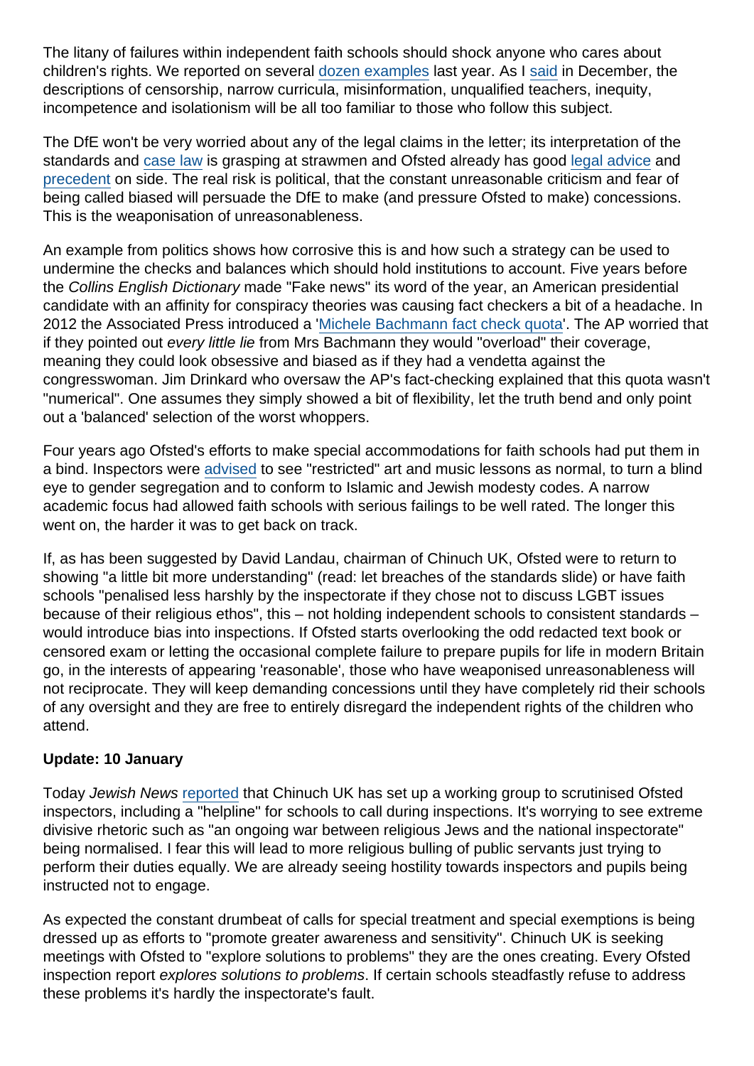The litany of failures within independent faith schools should shock anyone who cares about children's rights. We reported on several dozen examples last year. As I said in December, the descriptions of censorship, narrow curricula, misinformation, unqualified teachers, inequity, incompetence and isolationism will be all too familiar to those who follow this subject.

The DfE won't be very worried about any of the legal claims in the letter; its interpretation of the standards and case law is grasping at strawmen and Ofsted already has good legal advice and precedent on side. The real risk is political, that the constant unreasonable criticism and fear of being called biased will persuade the DfE to make (and pressure Ofsted to make) concessions. This is the weaponisation of unreasonableness.

An example from politics shows how corrosive this is and how such a strategy can be used to undermine the checks and balances which should hold institutions to account. Five years before the *Collins English Dictionary* made "Fake news" its word of the year, an American presidential candidate with an affinity for conspiracy theories was causing fact checkers a bit of a headache. In 2012 the Associated Press introduced a 'Michele Bachmann fact check quota'. The AP worried that if they pointed out *every little lie* from Mrs Bachmann they would "overload" their coverage, meaning they could look obsessive and biased as if they had a vendetta against the congresswoman. Jim Drinkard who oversaw the AP's fact-checking explained that this quota wasn't "numerical". One assumes they simply showed a bit of flexibility, let the truth bend and only point out a 'balanced' selection of the worst whoppers.

Four years ago Ofsted's efforts to make special accommodations for faith schools had put them in a bind. Inspectors were advised to see "restricted" art and music lessons as normal, to turn a blind eye to gender segregation and to conform to Islamic and Jewish modesty codes. A narrow academic focus had allowed faith schools with serious failings to be well rated. The longer this went on, the harder it was to get back on track.

If, as has been suggested by David Landau, chairman of Chinuch UK, Ofsted were to return to showing "a little bit more understanding" (read: let breaches of the standards slide) or have faith schools "penalised less harshly by the inspectorate if they chose not to discuss LGBT issues because of their religious ethos", this – not holding independent schools to consistent standards – would introduce bias into inspections. If Ofsted starts overlooking the odd redacted text book or censored exam or letting the occasional complete failure to prepare pupils for life in modern Britain go, in the interests of appearing 'reasonable', those who have weaponised unreasonableness will not reciprocate. They will keep demanding concessions until they have completely rid their schools of any oversight and they are free to entirely disregard the independent rights of the children who attend.

**Update: 10 January**

Today *Jewish News* reported that Chinuch UK has set up a working group to scrutinised Ofsted inspectors, including a "helpline" for schools to call during inspections. It's worrying to see extreme divisive rhetoric such as "an ongoing war between religious Jews and the national inspectorate" being normalised. I fear this will lead to more religious bulling of public servants just trying to perform their duties equally. We are already seeing hostility towards inspectors and pupils being instructed not to engage.

As expected the constant drumbeat of calls for special treatment and special exemptions is being dressed up as efforts to "promote greater awareness and sensitivity". Chinuch UK is seeking meetings with Ofsted to "explore solutions to problems" they are the ones creating. Every Ofsted inspection report *explores solutions to problems*. If certain schools steadfastly refuse to address these problems it's hardly the inspectorate's fault.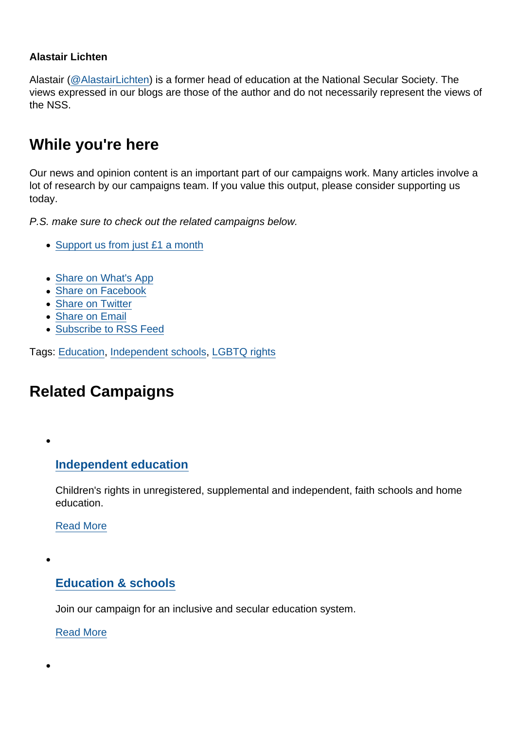**Alastair Lichten**

Alastair (@AlastairLichten) is a former head of education at the National Secular Society. The views expressed in our blogs are those of the author and do not necessarily represent the views of the NSS.

## While you're here

Our news and opinion content is an important part of our campaigns work. Many articles involve a lot of research by our campaigns team. If you value this output, please consider supporting us today.

*P.S. make sure to check out the related campaigns below.*

- Support us from just £1 a month

- Share on What's App
- Share on Facebook
- Share on Twitter
- Share on Email
- Subscribe to RSS Feed

Tags: Education, Independent schools, LGBTQ rights

## Related Campaigns

- ### Independent education

  Children's rights in unregistered, supplemental and independent, faith schools and home education.

  Read More

- ### Education & schools

  Join our campaign for an inclusive and secular education system.

  Read More

-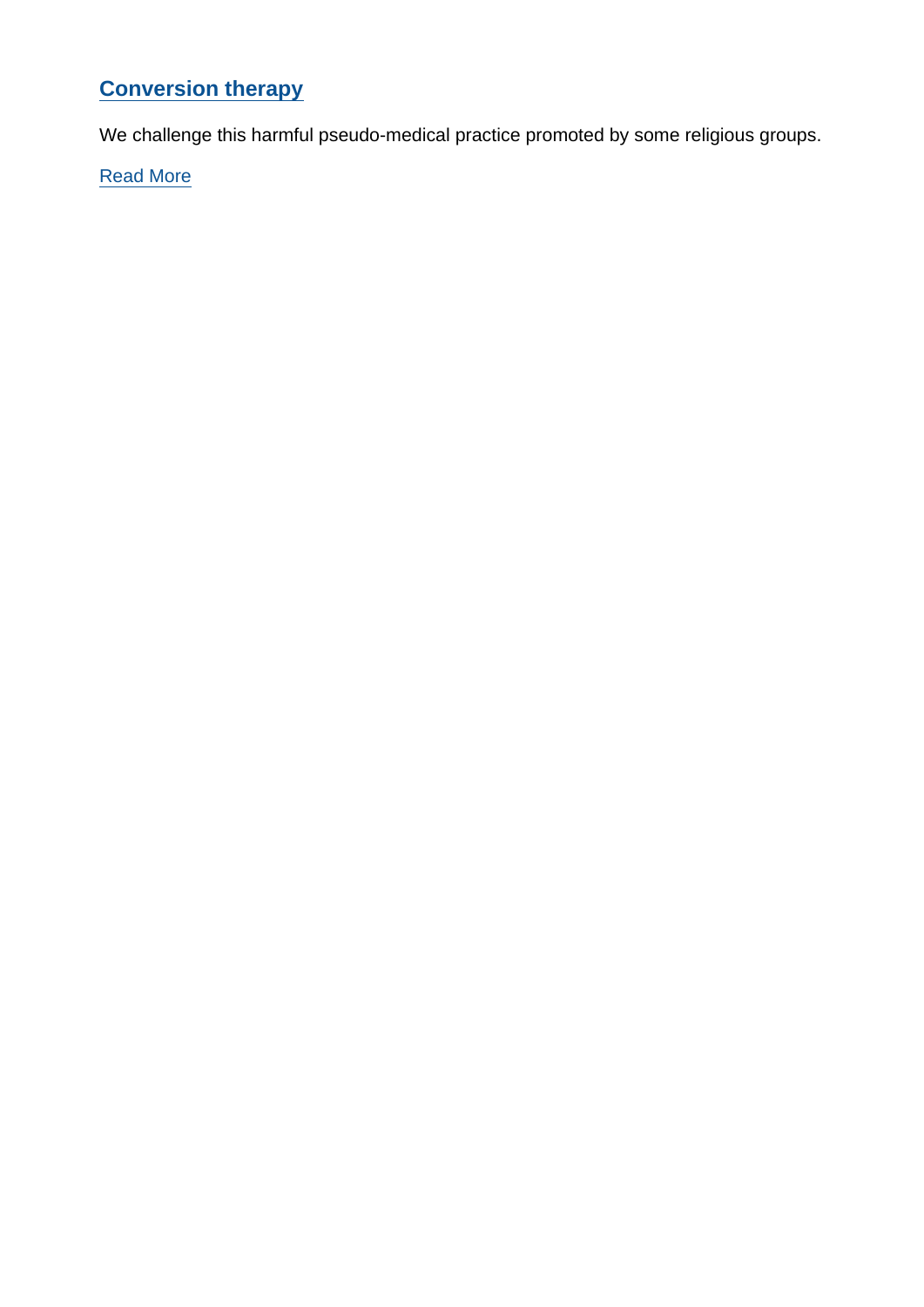## [Conversion therapy]

We challenge this harmful pseudo-medical practice promoted by some religious groups.

[Read More]